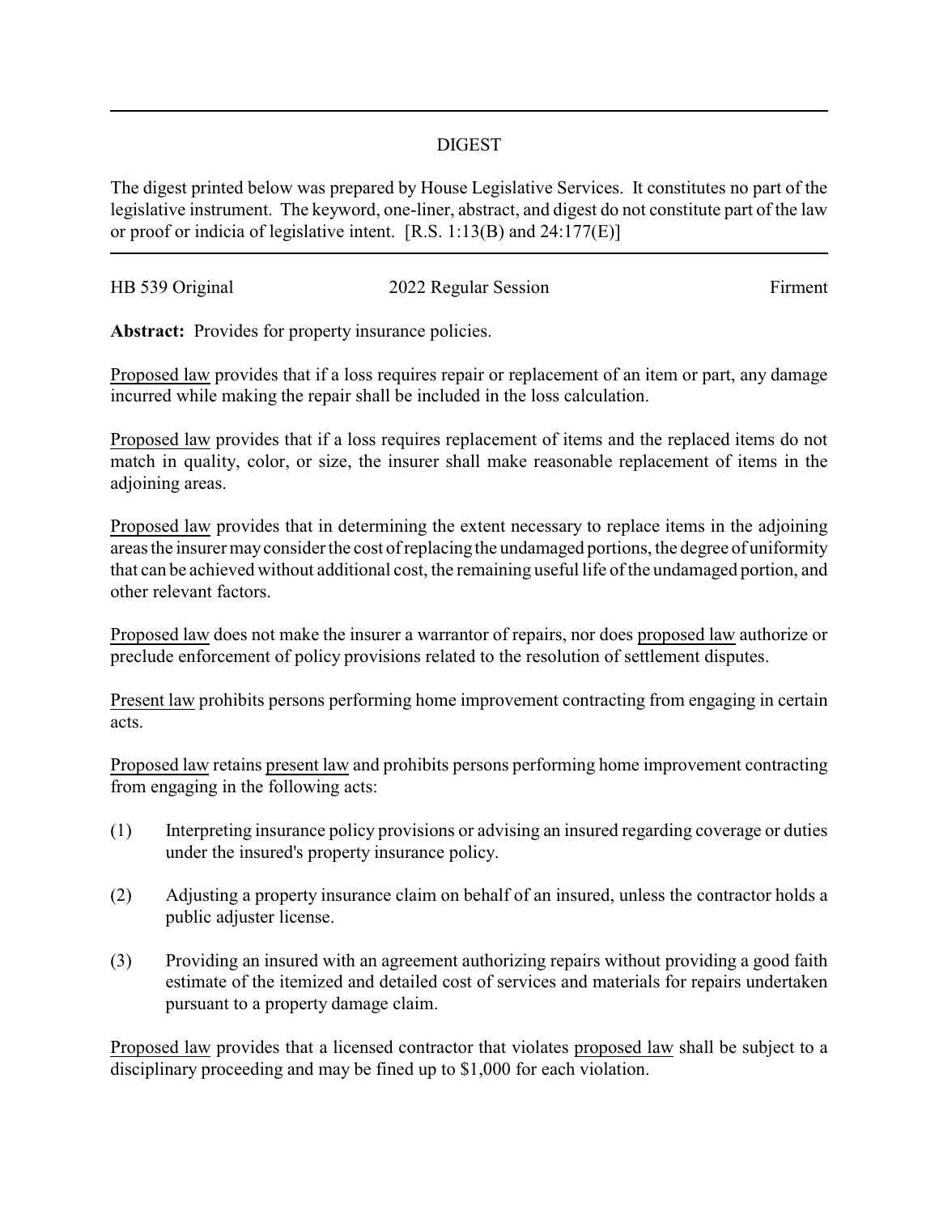# DIGEST

The digest printed below was prepared by House Legislative Services. It constitutes no part of the legislative instrument. The keyword, one-liner, abstract, and digest do not constitute part of the law or proof or indicia of legislative intent. [R.S. 1:13(B) and 24:177(E)]

HB 539 Original | 2022 Regular Session | Firment

**Abstract:** Provides for property insurance policies.

Proposed law provides that if a loss requires repair or replacement of an item or part, any damage incurred while making the repair shall be included in the loss calculation.

Proposed law provides that if a loss requires replacement of items and the replaced items do not match in quality, color, or size, the insurer shall make reasonable replacement of items in the adjoining areas.

Proposed law provides that in determining the extent necessary to replace items in the adjoining areas the insurer may consider the cost of replacing the undamaged portions, the degree of uniformity that can be achieved without additional cost, the remaining useful life of the undamaged portion, and other relevant factors.

Proposed law does not make the insurer a warrantor of repairs, nor does proposed law authorize or preclude enforcement of policy provisions related to the resolution of settlement disputes.

Present law prohibits persons performing home improvement contracting from engaging in certain acts.

Proposed law retains present law and prohibits persons performing home improvement contracting from engaging in the following acts:

(1) Interpreting insurance policy provisions or advising an insured regarding coverage or duties under the insured's property insurance policy.

(2) Adjusting a property insurance claim on behalf of an insured, unless the contractor holds a public adjuster license.

(3) Providing an insured with an agreement authorizing repairs without providing a good faith estimate of the itemized and detailed cost of services and materials for repairs undertaken pursuant to a property damage claim.

Proposed law provides that a licensed contractor that violates proposed law shall be subject to a disciplinary proceeding and may be fined up to $1,000 for each violation.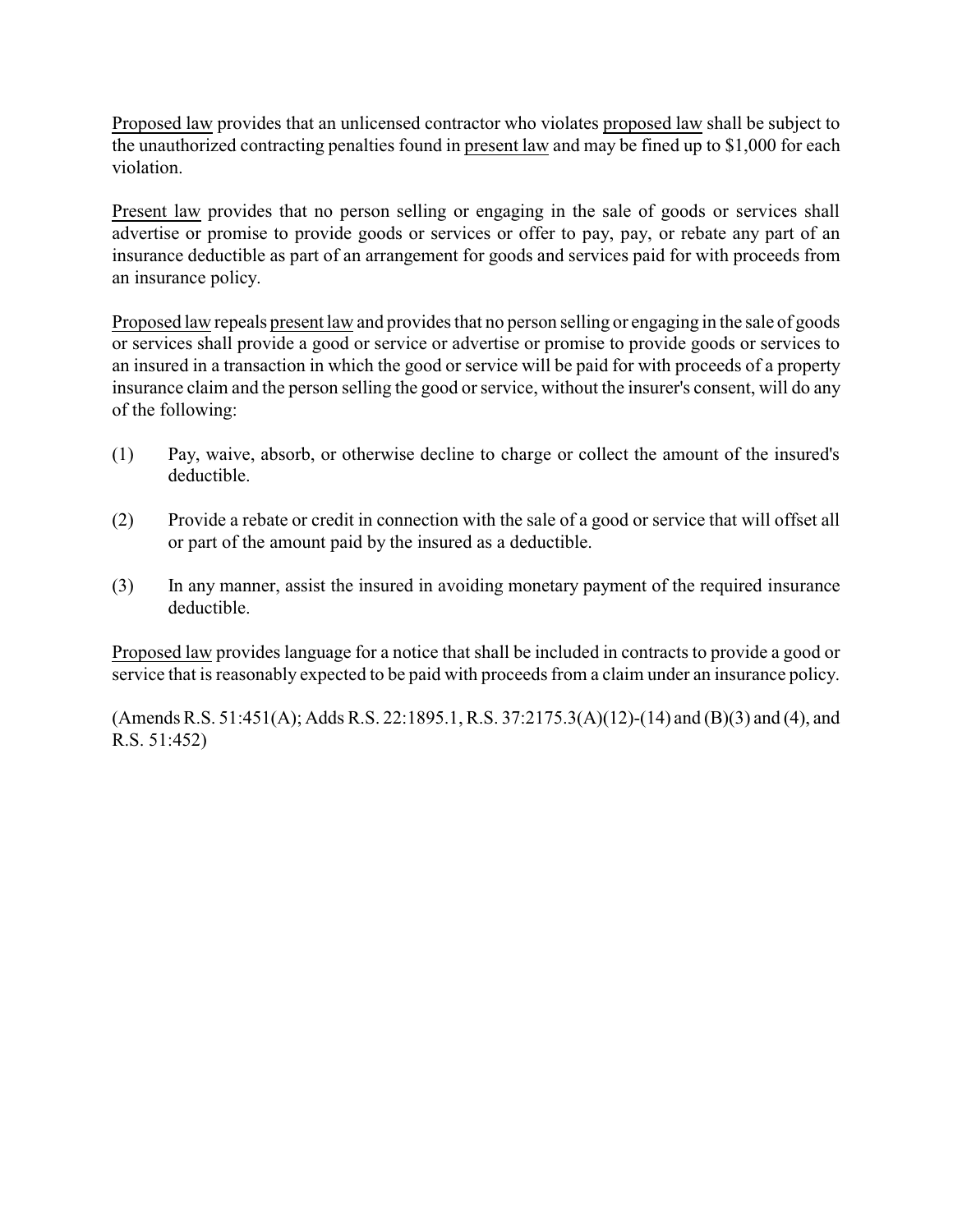Proposed law provides that an unlicensed contractor who violates proposed law shall be subject to the unauthorized contracting penalties found in present law and may be fined up to $1,000 for each violation.

Present law provides that no person selling or engaging in the sale of goods or services shall advertise or promise to provide goods or services or offer to pay, pay, or rebate any part of an insurance deductible as part of an arrangement for goods and services paid for with proceeds from an insurance policy.

Proposed law repeals present law and provides that no person selling or engaging in the sale of goods or services shall provide a good or service or advertise or promise to provide goods or services to an insured in a transaction in which the good or service will be paid for with proceeds of a property insurance claim and the person selling the good or service, without the insurer's consent, will do any of the following:

(1) Pay, waive, absorb, or otherwise decline to charge or collect the amount of the insured's deductible.

(2) Provide a rebate or credit in connection with the sale of a good or service that will offset all or part of the amount paid by the insured as a deductible.

(3) In any manner, assist the insured in avoiding monetary payment of the required insurance deductible.

Proposed law provides language for a notice that shall be included in contracts to provide a good or service that is reasonably expected to be paid with proceeds from a claim under an insurance policy.

(Amends R.S. 51:451(A); Adds R.S. 22:1895.1, R.S. 37:2175.3(A)(12)-(14) and (B)(3) and (4), and R.S. 51:452)